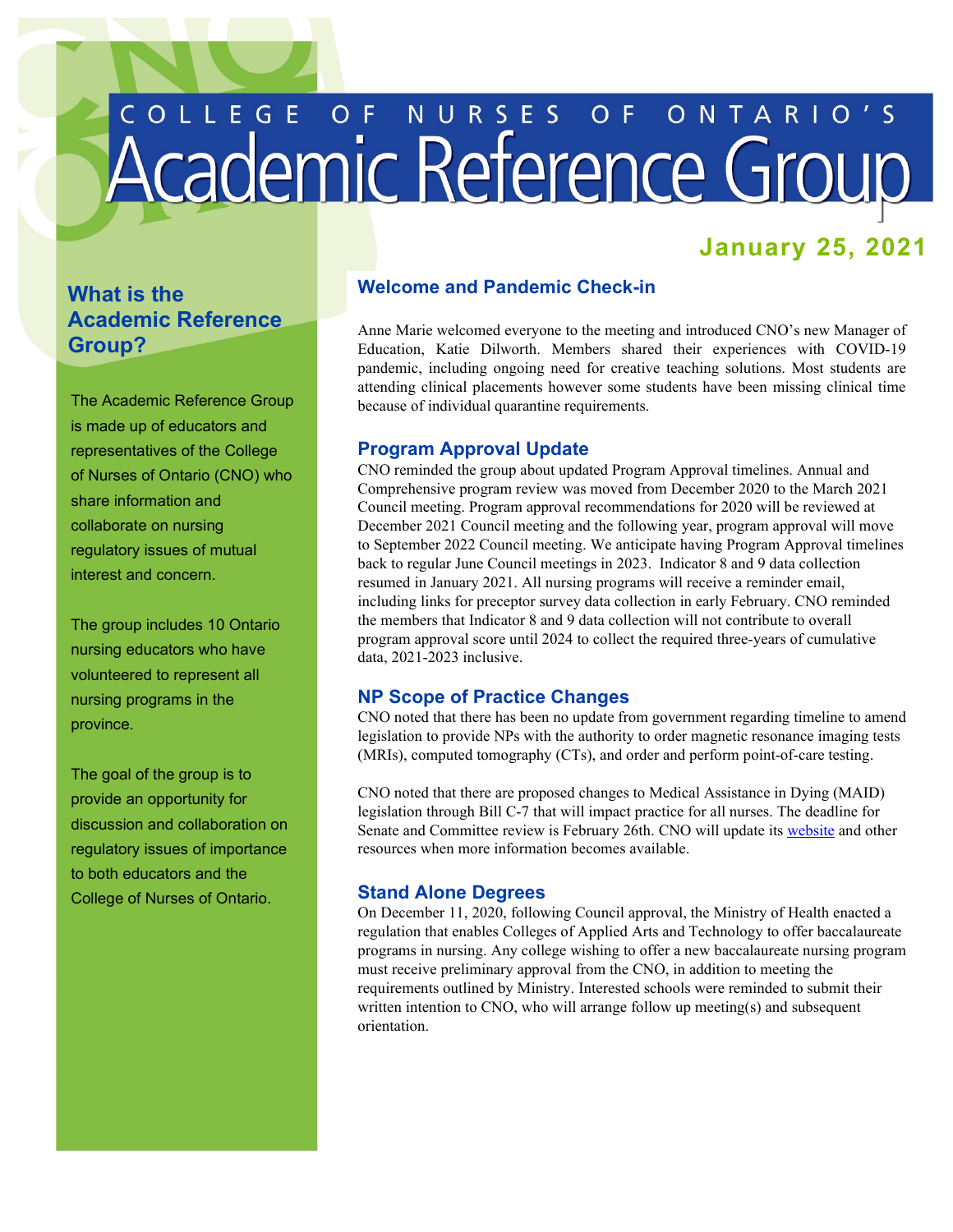# COLLEGE OF NURSES OF ONTARIO'S Academic Reference Group

**January 25, 2021**

## What is the Academic Reference Group?

The Academic Reference Group is made up of educators and representatives of the College of Nurses of Ontario (CNO) who share information and collaborate on nursing regulatory issues of mutual interest and concern.

The group includes 10 Ontario nursing educators who have volunteered to represent all nursing programs in the province.

The goal of the group is to provide an opportunity for discussion and collaboration on regulatory issues of importance to both educators and the College of Nurses of Ontario.

## Welcome and Pandemic Check-in

Anne Marie welcomed everyone to the meeting and introduced CNO's new Manager of Education, Katie Dilworth. Members shared their experiences with COVID-19 pandemic, including ongoing need for creative teaching solutions. Most students are attending clinical placements however some students have been missing clinical time because of individual quarantine requirements.

## Program Approval Update

CNO reminded the group about updated Program Approval timelines. Annual and Comprehensive program review was moved from December 2020 to the March 2021 Council meeting. Program approval recommendations for 2020 will be reviewed at December 2021 Council meeting and the following year, program approval will move to September 2022 Council meeting. We anticipate having Program Approval timelines back to regular June Council meetings in 2023. Indicator 8 and 9 data collection resumed in January 2021. All nursing programs will receive a reminder email, including links for preceptor survey data collection in early February. CNO reminded the members that Indicator 8 and 9 data collection will not contribute to overall program approval score until 2024 to collect the required three-years of cumulative data, 2021-2023 inclusive.

## NP Scope of Practice Changes

CNO noted that there has been no update from government regarding timeline to amend legislation to provide NPs with the authority to order magnetic resonance imaging tests (MRIs), computed tomography (CTs), and order and perform point-of-care testing.

CNO noted that there are proposed changes to Medical Assistance in Dying (MAID) legislation through Bill C-7 that will impact practice for all nurses. The deadline for Senate and Committee review is February 26th. CNO will update its website and other resources when more information becomes available.

## Stand Alone Degrees

On December 11, 2020, following Council approval, the Ministry of Health enacted a regulation that enables Colleges of Applied Arts and Technology to offer baccalaureate programs in nursing. Any college wishing to offer a new baccalaureate nursing program must receive preliminary approval from the CNO, in addition to meeting the requirements outlined by Ministry. Interested schools were reminded to submit their written intention to CNO, who will arrange follow up meeting(s) and subsequent orientation.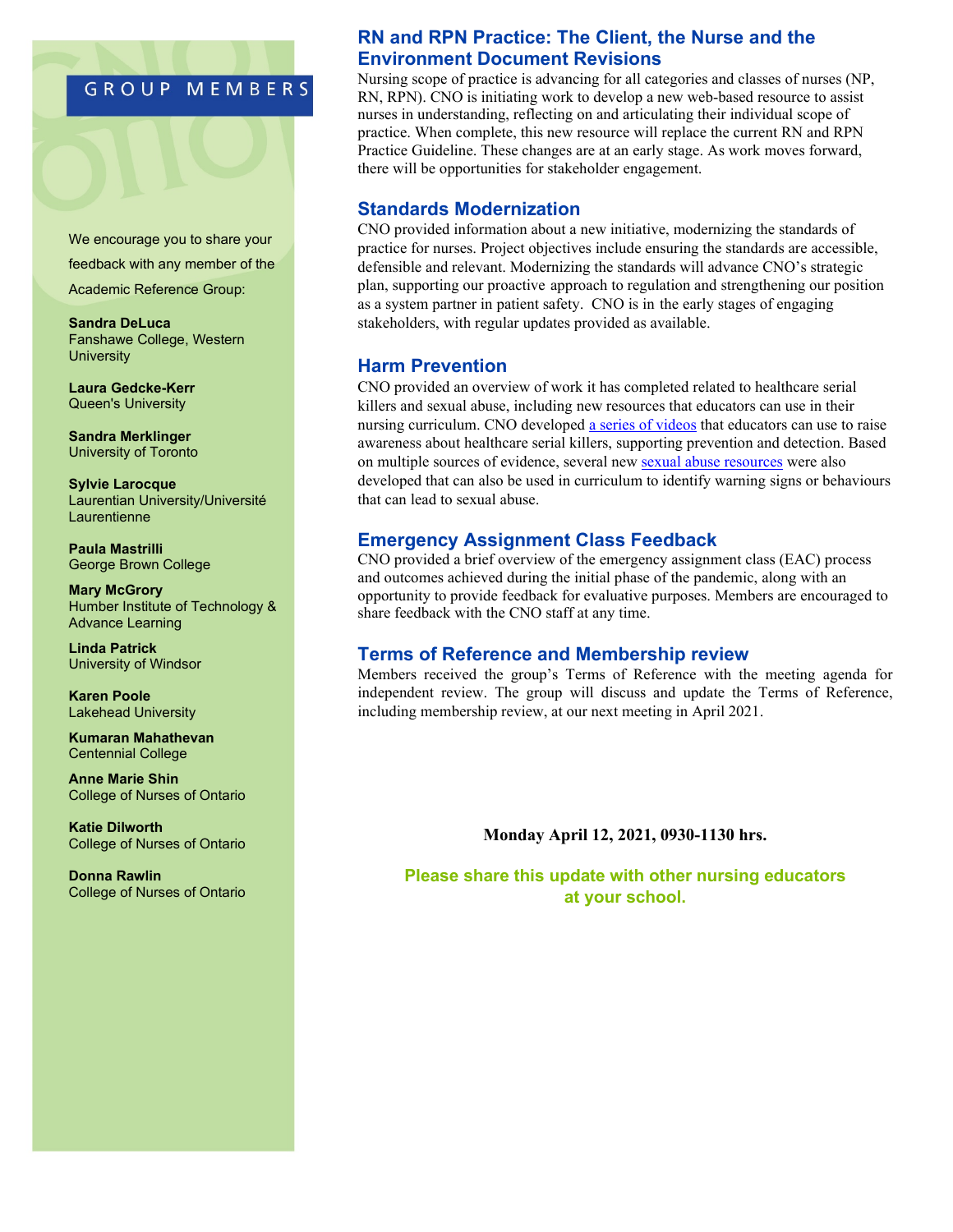## GROUP MEMBERS

We encourage you to share your feedback with any member of the Academic Reference Group:

**Sandra DeLuca**
Fanshawe College, Western University

**Laura Gedcke-Kerr**
Queen's University

**Sandra Merklinger**
University of Toronto

**Sylvie Larocque**
Laurentian University/Université Laurentienne

**Paula Mastrilli**
George Brown College

**Mary McGrory**
Humber Institute of Technology & Advance Learning

**Linda Patrick**
University of Windsor

**Karen Poole**
Lakehead University

**Kumaran Mahathevan**
Centennial College

**Anne Marie Shin**
College of Nurses of Ontario

**Katie Dilworth**
College of Nurses of Ontario

**Donna Rawlin**
College of Nurses of Ontario

## RN and RPN Practice: The Client, the Nurse and the Environment Document Revisions

Nursing scope of practice is advancing for all categories and classes of nurses (NP, RN, RPN). CNO is initiating work to develop a new web-based resource to assist nurses in understanding, reflecting on and articulating their individual scope of practice. When complete, this new resource will replace the current RN and RPN Practice Guideline. These changes are at an early stage. As work moves forward, there will be opportunities for stakeholder engagement.

## Standards Modernization

CNO provided information about a new initiative, modernizing the standards of practice for nurses. Project objectives include ensuring the standards are accessible, defensible and relevant. Modernizing the standards will advance CNO's strategic plan, supporting our proactive approach to regulation and strengthening our position as a system partner in patient safety. CNO is in the early stages of engaging stakeholders, with regular updates provided as available.

## Harm Prevention

CNO provided an overview of work it has completed related to healthcare serial killers and sexual abuse, including new resources that educators can use in their nursing curriculum. CNO developed a series of videos that educators can use to raise awareness about healthcare serial killers, supporting prevention and detection. Based on multiple sources of evidence, several new sexual abuse resources were also developed that can also be used in curriculum to identify warning signs or behaviours that can lead to sexual abuse.

## Emergency Assignment Class Feedback

CNO provided a brief overview of the emergency assignment class (EAC) process and outcomes achieved during the initial phase of the pandemic, along with an opportunity to provide feedback for evaluative purposes. Members are encouraged to share feedback with the CNO staff at any time.

## Terms of Reference and Membership review

Members received the group's Terms of Reference with the meeting agenda for independent review. The group will discuss and update the Terms of Reference, including membership review, at our next meeting in April 2021.

**Monday April 12, 2021, 0930-1130 hrs.**

**Please share this update with other nursing educators at your school.**